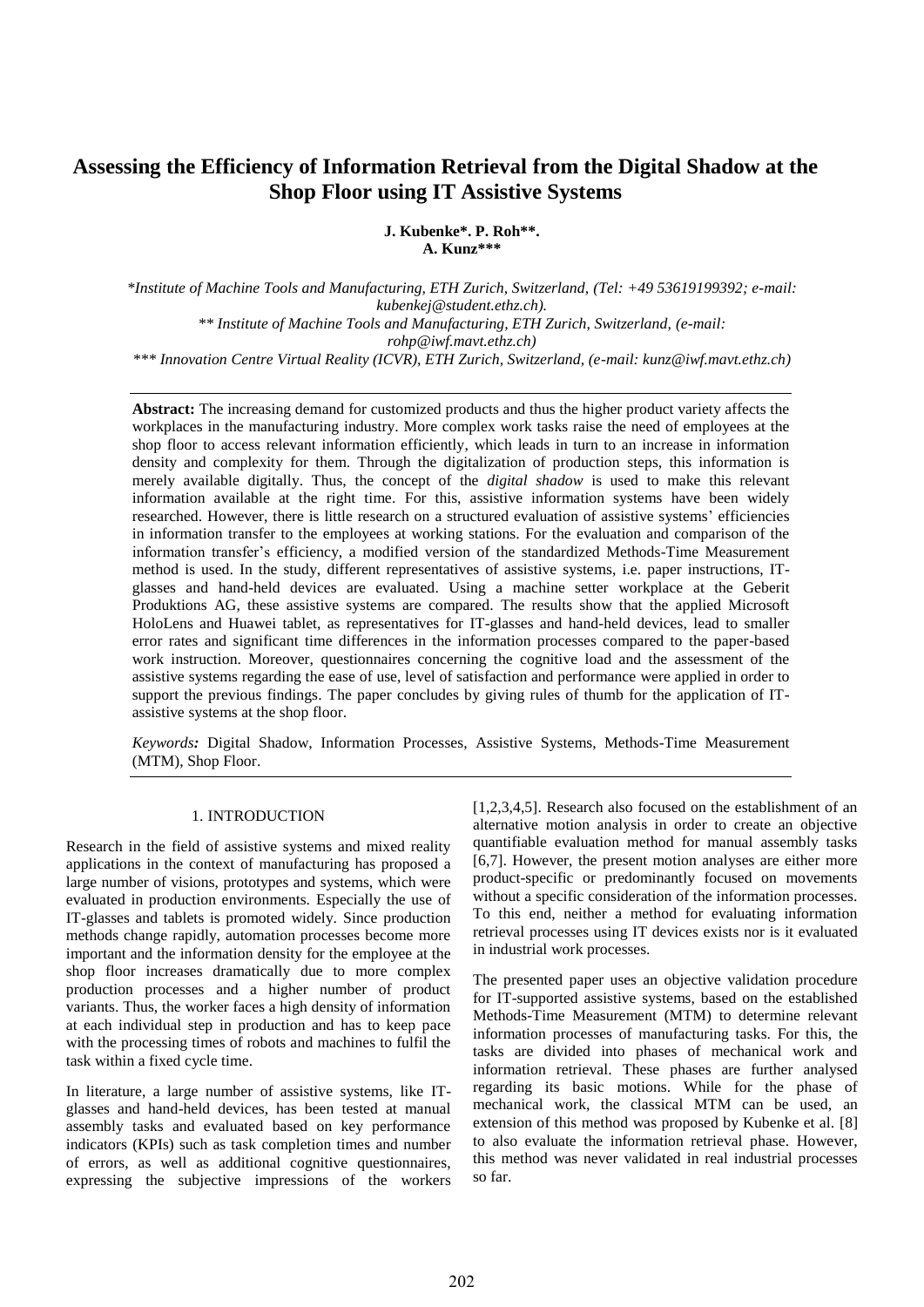# Assessing the Efficiency of Information Retrieval from the Digital Shadow at the Shop Floor using IT Assistive Systems

**J. Kubenke\*. P. Roh\*\*.**
**A. Kunz\*\*\***

*\*Institute of Machine Tools and Manufacturing, ETH Zurich, Switzerland, (Tel: +49 53619199392; e-mail: kubenkej@student.ethz.ch).*
*\*\* Institute of Machine Tools and Manufacturing, ETH Zurich, Switzerland, (e-mail: rohp@iwf.mavt.ethz.ch)*
*\*\*\* Innovation Centre Virtual Reality (ICVR), ETH Zurich, Switzerland, (e-mail: kunz@iwf.mavt.ethz.ch)*

---

**Abstract:** The increasing demand for customized products and thus the higher product variety affects the workplaces in the manufacturing industry. More complex work tasks raise the need of employees at the shop floor to access relevant information efficiently, which leads in turn to an increase in information density and complexity for them. Through the digitalization of production steps, this information is merely available digitally. Thus, the concept of the *digital shadow* is used to make this relevant information available at the right time. For this, assistive information systems have been widely researched. However, there is little research on a structured evaluation of assistive systems' efficiencies in information transfer to the employees at working stations. For the evaluation and comparison of the information transfer's efficiency, a modified version of the standardized Methods-Time Measurement method is used. In the study, different representatives of assistive systems, i.e. paper instructions, IT-glasses and hand-held devices are evaluated. Using a machine setter workplace at the Geberit Produktions AG, these assistive systems are compared. The results show that the applied Microsoft HoloLens and Huawei tablet, as representatives for IT-glasses and hand-held devices, lead to smaller error rates and significant time differences in the information processes compared to the paper-based work instruction. Moreover, questionnaires concerning the cognitive load and the assessment of the assistive systems regarding the ease of use, level of satisfaction and performance were applied in order to support the previous findings. The paper concludes by giving rules of thumb for the application of IT-assistive systems at the shop floor.

*Keywords:* Digital Shadow, Information Processes, Assistive Systems, Methods-Time Measurement (MTM), Shop Floor.

---

## 1. INTRODUCTION

Research in the field of assistive systems and mixed reality applications in the context of manufacturing has proposed a large number of visions, prototypes and systems, which were evaluated in production environments. Especially the use of IT-glasses and tablets is promoted widely. Since production methods change rapidly, automation processes become more important and the information density for the employee at the shop floor increases dramatically due to more complex production processes and a higher number of product variants. Thus, the worker faces a high density of information at each individual step in production and has to keep pace with the processing times of robots and machines to fulfil the task within a fixed cycle time.

In literature, a large number of assistive systems, like IT-glasses and hand-held devices, has been tested at manual assembly tasks and evaluated based on key performance indicators (KPIs) such as task completion times and number of errors, as well as additional cognitive questionnaires, expressing the subjective impressions of the workers [1,2,3,4,5]. Research also focused on the establishment of an alternative motion analysis in order to create an objective quantifiable evaluation method for manual assembly tasks [6,7]. However, the present motion analyses are either more product-specific or predominantly focused on movements without a specific consideration of the information processes. To this end, neither a method for evaluating information retrieval processes using IT devices exists nor is it evaluated in industrial work processes.

The presented paper uses an objective validation procedure for IT-supported assistive systems, based on the established Methods-Time Measurement (MTM) to determine relevant information processes of manufacturing tasks. For this, the tasks are divided into phases of mechanical work and information retrieval. These phases are further analysed regarding its basic motions. While for the phase of mechanical work, the classical MTM can be used, an extension of this method was proposed by Kubenke et al. [8] to also evaluate the information retrieval phase. However, this method was never validated in real industrial processes so far.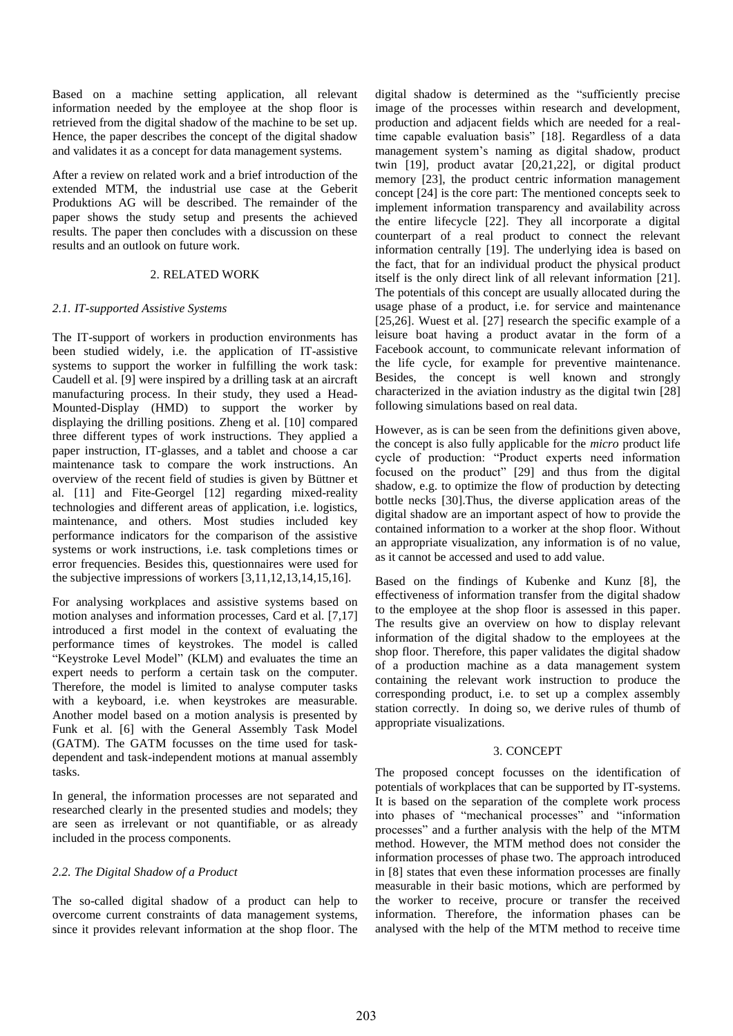Based on a machine setting application, all relevant information needed by the employee at the shop floor is retrieved from the digital shadow of the machine to be set up. Hence, the paper describes the concept of the digital shadow and validates it as a concept for data management systems.

After a review on related work and a brief introduction of the extended MTM, the industrial use case at the Geberit Produktions AG will be described. The remainder of the paper shows the study setup and presents the achieved results. The paper then concludes with a discussion on these results and an outlook on future work.

## 2. RELATED WORK

### *2.1. IT-supported Assistive Systems*

The IT-support of workers in production environments has been studied widely, i.e. the application of IT-assistive systems to support the worker in fulfilling the work task: Caudell et al. [9] were inspired by a drilling task at an aircraft manufacturing process. In their study, they used a Head-Mounted-Display (HMD) to support the worker by displaying the drilling positions. Zheng et al. [10] compared three different types of work instructions. They applied a paper instruction, IT-glasses, and a tablet and choose a car maintenance task to compare the work instructions. An overview of the recent field of studies is given by Büttner et al. [11] and Fite-Georgel [12] regarding mixed-reality technologies and different areas of application, i.e. logistics, maintenance, and others. Most studies included key performance indicators for the comparison of the assistive systems or work instructions, i.e. task completions times or error frequencies. Besides this, questionnaires were used for the subjective impressions of workers [3,11,12,13,14,15,16].

For analysing workplaces and assistive systems based on motion analyses and information processes, Card et al. [7,17] introduced a first model in the context of evaluating the performance times of keystrokes. The model is called "Keystroke Level Model" (KLM) and evaluates the time an expert needs to perform a certain task on the computer. Therefore, the model is limited to analyse computer tasks with a keyboard, i.e. when keystrokes are measurable. Another model based on a motion analysis is presented by Funk et al. [6] with the General Assembly Task Model (GATM). The GATM focusses on the time used for task-dependent and task-independent motions at manual assembly tasks.

In general, the information processes are not separated and researched clearly in the presented studies and models; they are seen as irrelevant or not quantifiable, or as already included in the process components.

### *2.2. The Digital Shadow of a Product*

The so-called digital shadow of a product can help to overcome current constraints of data management systems, since it provides relevant information at the shop floor. The digital shadow is determined as the "sufficiently precise image of the processes within research and development, production and adjacent fields which are needed for a real-time capable evaluation basis" [18]. Regardless of a data management system's naming as digital shadow, product twin [19], product avatar [20,21,22], or digital product memory [23], the product centric information management concept [24] is the core part: The mentioned concepts seek to implement information transparency and availability across the entire lifecycle [22]. They all incorporate a digital counterpart of a real product to connect the relevant information centrally [19]. The underlying idea is based on the fact, that for an individual product the physical product itself is the only direct link of all relevant information [21]. The potentials of this concept are usually allocated during the usage phase of a product, i.e. for service and maintenance [25,26]. Wuest et al. [27] research the specific example of a leisure boat having a product avatar in the form of a Facebook account, to communicate relevant information of the life cycle, for example for preventive maintenance. Besides, the concept is well known and strongly characterized in the aviation industry as the digital twin [28] following simulations based on real data.

However, as is can be seen from the definitions given above, the concept is also fully applicable for the *micro* product life cycle of production: "Product experts need information focused on the product" [29] and thus from the digital shadow, e.g. to optimize the flow of production by detecting bottle necks [30].Thus, the diverse application areas of the digital shadow are an important aspect of how to provide the contained information to a worker at the shop floor. Without an appropriate visualization, any information is of no value, as it cannot be accessed and used to add value.

Based on the findings of Kubenke and Kunz [8], the effectiveness of information transfer from the digital shadow to the employee at the shop floor is assessed in this paper. The results give an overview on how to display relevant information of the digital shadow to the employees at the shop floor. Therefore, this paper validates the digital shadow of a production machine as a data management system containing the relevant work instruction to produce the corresponding product, i.e. to set up a complex assembly station correctly. In doing so, we derive rules of thumb of appropriate visualizations.

## 3. CONCEPT

The proposed concept focusses on the identification of potentials of workplaces that can be supported by IT-systems. It is based on the separation of the complete work process into phases of "mechanical processes" and "information processes" and a further analysis with the help of the MTM method. However, the MTM method does not consider the information processes of phase two. The approach introduced in [8] states that even these information processes are finally measurable in their basic motions, which are performed by the worker to receive, procure or transfer the received information. Therefore, the information phases can be analysed with the help of the MTM method to receive time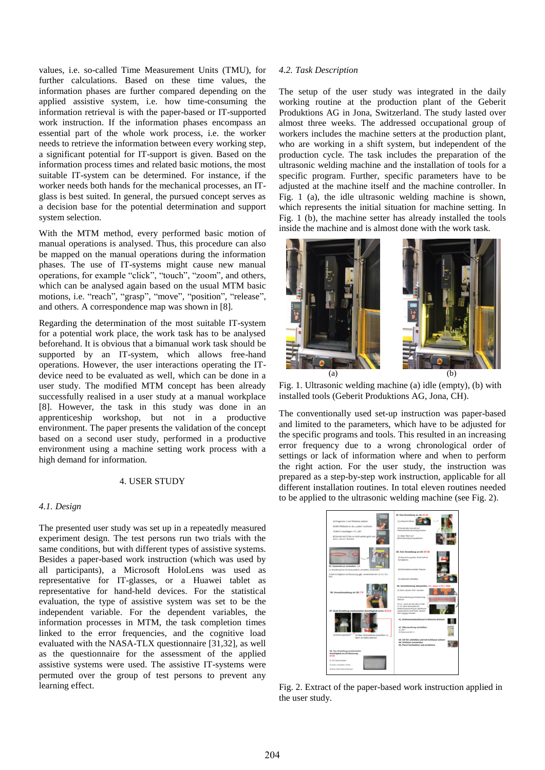values, i.e. so-called Time Measurement Units (TMU), for further calculations. Based on these time values, the information phases are further compared depending on the applied assistive system, i.e. how time-consuming the information retrieval is with the paper-based or IT-supported work instruction. If the information phases encompass an essential part of the whole work process, i.e. the worker needs to retrieve the information between every working step, a significant potential for IT-support is given. Based on the information process times and related basic motions, the most suitable IT-system can be determined. For instance, if the worker needs both hands for the mechanical processes, an IT-glass is best suited. In general, the pursued concept serves as a decision base for the potential determination and support system selection.

With the MTM method, every performed basic motion of manual operations is analysed. Thus, this procedure can also be mapped on the manual operations during the information phases. The use of IT-systems might cause new manual operations, for example "click", "touch", "zoom", and others, which can be analysed again based on the usual MTM basic motions, i.e. "reach", "grasp", "move", "position", "release", and others. A correspondence map was shown in [8].

Regarding the determination of the most suitable IT-system for a potential work place, the work task has to be analysed beforehand. It is obvious that a bimanual work task should be supported by an IT-system, which allows free-hand operations. However, the user interactions operating the IT-device need to be evaluated as well, which can be done in a user study. The modified MTM concept has been already successfully realised in a user study at a manual workplace [8]. However, the task in this study was done in an apprenticeship workshop, but not in a productive environment. The paper presents the validation of the concept based on a second user study, performed in a productive environment using a machine setting work process with a high demand for information.

## 4. USER STUDY

### *4.1. Design*

The presented user study was set up in a repeatedly measured experiment design. The test persons run two trials with the same conditions, but with different types of assistive systems. Besides a paper-based work instruction (which was used by all participants), a Microsoft HoloLens was used as representative for IT-glasses, or a Huawei tablet as representative for hand-held devices. For the statistical evaluation, the type of assistive system was set to be the independent variable. For the dependent variables, the information processes in MTM, the task completion times linked to the error frequencies, and the cognitive load evaluated with the NASA-TLX questionnaire [31,32], as well as the questionnaire for the assessment of the applied assistive systems were used. The assistive IT-systems were permuted over the group of test persons to prevent any learning effect.

### *4.2. Task Description*

The setup of the user study was integrated in the daily working routine at the production plant of the Geberit Produktions AG in Jona, Switzerland. The study lasted over almost three weeks. The addressed occupational group of workers includes the machine setters at the production plant, who are working in a shift system, but independent of the production cycle. The task includes the preparation of the ultrasonic welding machine and the installation of tools for a specific program. Further, specific parameters have to be adjusted at the machine itself and the machine controller. In Fig. 1 (a), the idle ultrasonic welding machine is shown, which represents the initial situation for machine setting. In Fig. 1 (b), the machine setter has already installed the tools inside the machine and is almost done with the work task.

Fig. 1. Ultrasonic welding machine (a) idle (empty), (b) with installed tools (Geberit Produktions AG, Jona, CH).

The conventionally used set-up instruction was paper-based and limited to the parameters, which have to be adjusted for the specific programs and tools. This resulted in an increasing error frequency due to a wrong chronological order of settings or lack of information where and when to perform the right action. For the user study, the instruction was prepared as a step-by-step work instruction, applicable for all different installation routines. In total eleven routines needed to be applied to the ultrasonic welding machine (see Fig. 2).

Fig. 2. Extract of the paper-based work instruction applied in the user study.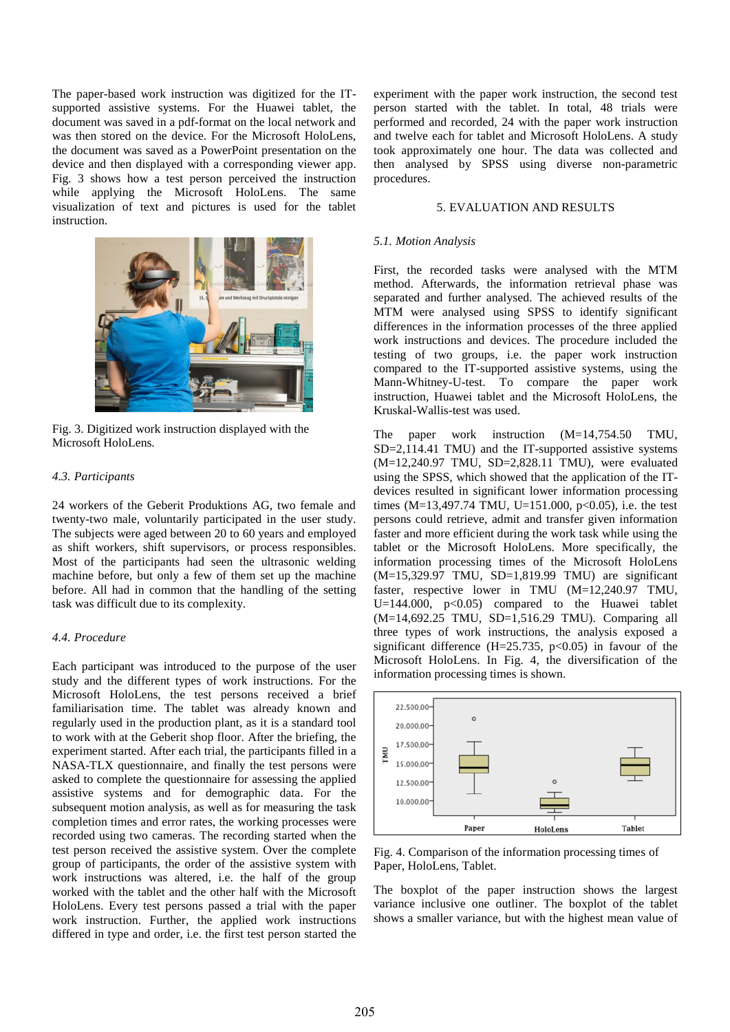The paper-based work instruction was digitized for the IT-supported assistive systems. For the Huawei tablet, the document was saved in a pdf-format on the local network and was then stored on the device. For the Microsoft HoloLens, the document was saved as a PowerPoint presentation on the device and then displayed with a corresponding viewer app. Fig. 3 shows how a test person perceived the instruction while applying the Microsoft HoloLens. The same visualization of text and pictures is used for the tablet instruction.

Fig. 3. Digitized work instruction displayed with the Microsoft HoloLens.

### *4.3. Participants*

24 workers of the Geberit Produktions AG, two female and twenty-two male, voluntarily participated in the user study. The subjects were aged between 20 to 60 years and employed as shift workers, shift supervisors, or process responsibles. Most of the participants had seen the ultrasonic welding machine before, but only a few of them set up the machine before. All had in common that the handling of the setting task was difficult due to its complexity.

### *4.4. Procedure*

Each participant was introduced to the purpose of the user study and the different types of work instructions. For the Microsoft HoloLens, the test persons received a brief familiarisation time. The tablet was already known and regularly used in the production plant, as it is a standard tool to work with at the Geberit shop floor. After the briefing, the experiment started. After each trial, the participants filled in a NASA-TLX questionnaire, and finally the test persons were asked to complete the questionnaire for assessing the applied assistive systems and for demographic data. For the subsequent motion analysis, as well as for measuring the task completion times and error rates, the working processes were recorded using two cameras. The recording started when the test person received the assistive systems. Over the complete group of participants, the order of the assistive system with work instructions was altered, i.e. the half of the group worked with the tablet and the other half with the Microsoft HoloLens. Every test persons passed a trial with the paper work instruction. Further, the applied work instructions differed in type and order, i.e. the first test person started the experiment with the paper work instruction, the second test person started with the tablet. In total, 48 trials were performed and recorded, 24 with the paper work instruction and twelve each for tablet and Microsoft HoloLens. A study took approximately one hour. The data was collected and then analysed by SPSS using diverse non-parametric procedures.

## 5. EVALUATION AND RESULTS

### *5.1. Motion Analysis*

First, the recorded tasks were analysed with the MTM method. Afterwards, the information retrieval phase was separated and further analysed. The achieved results of the MTM were analysed using SPSS to identify significant differences in the information processes of the three applied work instructions and devices. The procedure included the testing of two groups, i.e. the paper work instruction compared to the IT-supported assistive systems, using the Mann-Whitney-U-test. To compare the paper work instruction, Huawei tablet and the Microsoft HoloLens, the Kruskal-Wallis-test was used.

The paper work instruction ($M$=14,754.50 TMU, $SD$=2,114.41 TMU) and the IT-supported assistive systems ($M$=12,240.97 TMU, $SD$=2,828.11 TMU), were evaluated using the SPSS, which showed that the application of the IT-devices resulted in significant lower information processing times ($M$=13,497.74 TMU, $U$=151.000, $p<0.05$), i.e. the test persons could retrieve, admit and transfer given information faster and more efficient during the work task while using the tablet or the Microsoft HoloLens. More specifically, the information processing times of the Microsoft HoloLens ($M$=15,329.97 TMU, $SD$=1,819.99 TMU) are significant faster, respective lower in TMU ($M$=12,240.97 TMU, $U$=144.000, $p<0.05$) compared to the Huawei tablet ($M$=14,692.25 TMU, $SD$=1,516.29 TMU). Comparing all three types of work instructions, the analysis exposed a significant difference ($H$=25.735, $p<0.05$) in favour of the Microsoft HoloLens. In Fig. 4, the diversification of the information processing times is shown.

Fig. 4. Comparison of the information processing times of Paper, HoloLens, Tablet.

The boxplot of the paper instruction shows the largest variance inclusive one outliner. The boxplot of the tablet shows a smaller variance, but with the highest mean value of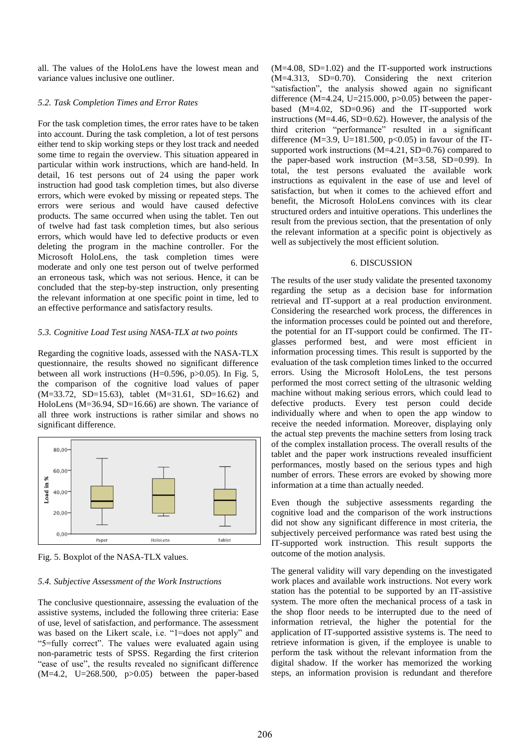all. The values of the HoloLens have the lowest mean and variance values inclusive one outliner.

### *5.2. Task Completion Times and Error Rates*

For the task completion times, the error rates have to be taken into account. During the task completion, a lot of test persons either tend to skip working steps or they lost track and needed some time to regain the overview. This situation appeared in particular within work instructions, which are hand-held. In detail, 16 test persons out of 24 using the paper work instruction had good task completion times, but also diverse errors, which were evoked by missing or repeated steps. The errors were serious and would have caused defective products. The same occurred when using the tablet. Ten out of twelve had fast task completion times, but also serious errors, which would have led to defective products or even deleting the program in the machine controller. For the Microsoft HoloLens, the task completion times were moderate and only one test person out of twelve performed an erroneous task, which was not serious. Hence, it can be concluded that the step-by-step instruction, only presenting the relevant information at one specific point in time, led to an effective performance and satisfactory results.

### *5.3. Cognitive Load Test using NASA-TLX at two points*

Regarding the cognitive loads, assessed with the NASA-TLX questionnaire, the results showed no significant difference between all work instructions ($H=0.596$, $p>0.05$). In Fig. 5, the comparison of the cognitive load values of paper ($M=33.72$, $SD=15.63$), tablet ($M=31.61$, $SD=16.62$) and HoloLens ($M=36.94$, $SD=16.66$) are shown. The variance of all three work instructions is rather similar and shows no significant difference.

Fig. 5. Boxplot of the NASA-TLX values.

### *5.4. Subjective Assessment of the Work Instructions*

The conclusive questionnaire, assessing the evaluation of the assistive systems, included the following three criteria: Ease of use, level of satisfaction, and performance. The assessment was based on the Likert scale, i.e. "1=does not apply" and "5=fully correct". The values were evaluated again using non-parametric tests of SPSS. Regarding the first criterion "ease of use", the results revealed no significant difference ($M=4.2$, $U=268.500$, $p>0.05$) between the paper-based ($M=4.08$, $SD=1.02$) and the IT-supported work instructions ($M=4.313$, $SD=0.70$). Considering the next criterion "satisfaction", the analysis showed again no significant difference ($M=4.24$, $U=215.000$, $p>0.05$) between the paper-based ($M=4.02$, $SD=0.96$) and the IT-supported work instructions ($M=4.46$, $SD=0.62$). However, the analysis of the third criterion "performance" resulted in a significant difference ($M=3.9$, $U=181.500$, $p<0.05$) in favour of the IT-supported work instructions ($M=4.21$, $SD=0.76$) compared to the paper-based work instruction ($M=3.58$, $SD=0.99$). In total, the test persons evaluated the available work instructions as equivalent in the ease of use and level of satisfaction, but when it comes to the achieved effort and benefit, the Microsoft HoloLens convinces with its clear structured orders and intuitive operations. This underlines the result from the previous section, that the presentation of only the relevant information at a specific point is objectively as well as subjectively the most efficient solution.

## 6. DISCUSSION

The results of the user study validate the presented taxonomy regarding the setup as a decision base for information retrieval and IT-support at a real production environment. Considering the researched work process, the differences in the information processes could be pointed out and therefore, the potential for an IT-support could be confirmed. The IT-glasses performed best, and were most efficient in information processing times. This result is supported by the evaluation of the task completion times linked to the occurred errors. Using the Microsoft HoloLens, the test persons performed the most correct setting of the ultrasonic welding machine without making serious errors, which could lead to defective products. Every test person could decide individually where and when to open the app window to receive the needed information. Moreover, displaying only the actual step prevents the machine setters from losing track of the complex installation process. The overall results of the tablet and the paper work instructions revealed insufficient performances, mostly based on the serious types and high number of errors. These errors are evoked by showing more information at a time than actually needed.

Even though the subjective assessments regarding the cognitive load and the comparison of the work instructions did not show any significant difference in most criteria, the subjectively perceived performance was rated best using the IT-supported work instruction. This result supports the outcome of the motion analysis.

The general validity will vary depending on the investigated work places and available work instructions. Not every work station has the potential to be supported by an IT-assistive system. The more often the mechanical process of a task in the shop floor needs to be interrupted due to the need of information retrieval, the higher the potential for the application of IT-supported assistive systems is. The need to retrieve information is given, if the employee is unable to perform the task without the relevant information from the digital shadow. If the worker has memorized the working steps, an information provision is redundant and therefore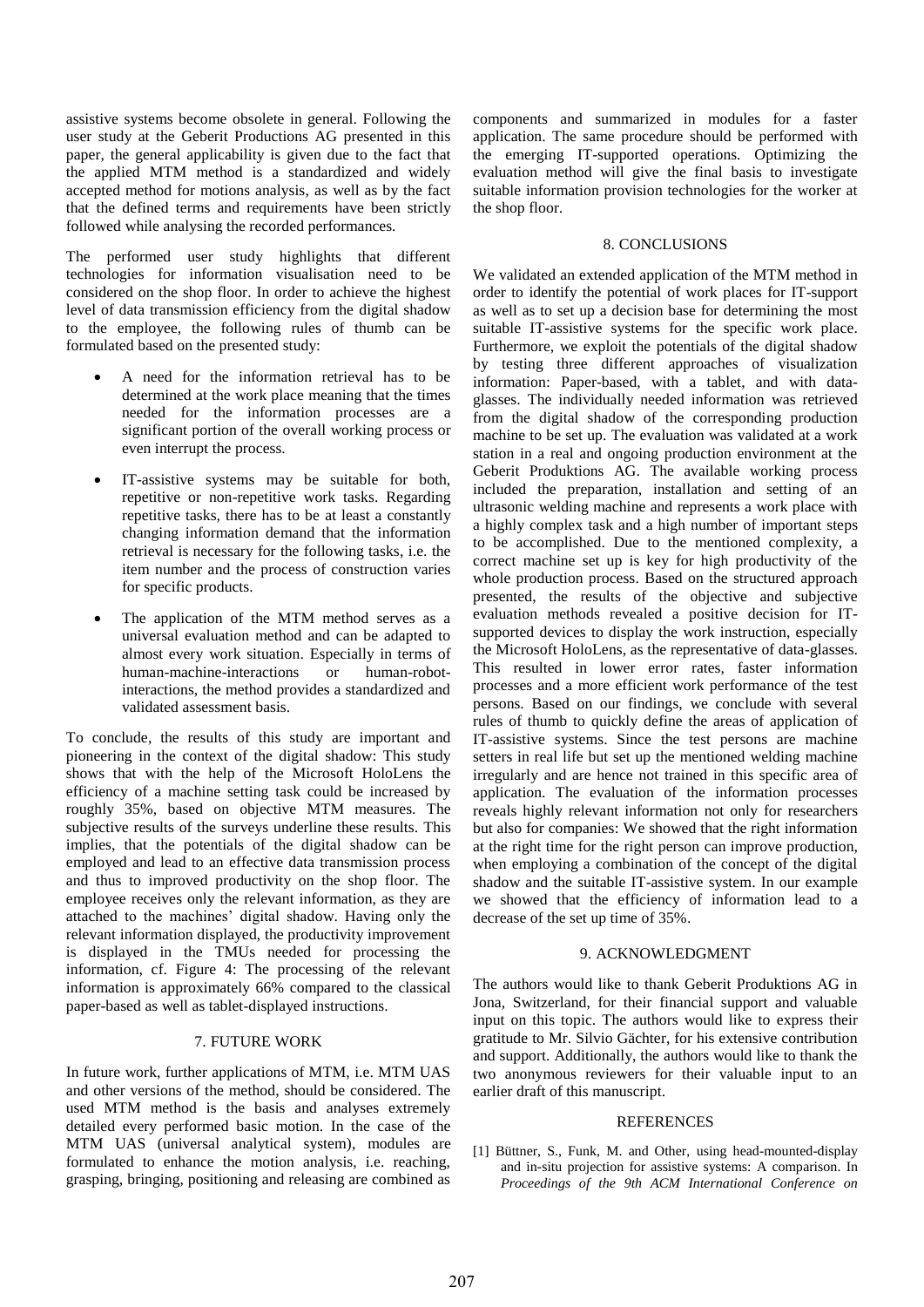assistive systems become obsolete in general. Following the user study at the Geberit Productions AG presented in this paper, the general applicability is given due to the fact that the applied MTM method is a standardized and widely accepted method for motions analysis, as well as by the fact that the defined terms and requirements have been strictly followed while analysing the recorded performances.

The performed user study highlights that different technologies for information visualisation need to be considered on the shop floor. In order to achieve the highest level of data transmission efficiency from the digital shadow to the employee, the following rules of thumb can be formulated based on the presented study:

- A need for the information retrieval has to be determined at the work place meaning that the times needed for the information processes are a significant portion of the overall working process or even interrupt the process.
- IT-assistive systems may be suitable for both, repetitive or non-repetitive work tasks. Regarding repetitive tasks, there has to be at least a constantly changing information demand that the information retrieval is necessary for the following tasks, i.e. the item number and the process of construction varies for specific products.
- The application of the MTM method serves as a universal evaluation method and can be adapted to almost every work situation. Especially in terms of human-machine-interactions or human-robot-interactions, the method provides a standardized and validated assessment basis.

To conclude, the results of this study are important and pioneering in the context of the digital shadow: This study shows that with the help of the Microsoft HoloLens the efficiency of a machine setting task could be increased by roughly 35%, based on objective MTM measures. The subjective results of the surveys underline these results. This implies, that the potentials of the digital shadow can be employed and lead to an effective data transmission process and thus to improved productivity on the shop floor. The employee receives only the relevant information, as they are attached to the machines' digital shadow. Having only the relevant information displayed, the productivity improvement is displayed in the TMUs needed for processing the information, cf. Figure 4: The processing of the relevant information is approximately 66% compared to the classical paper-based as well as tablet-displayed instructions.

## 7. FUTURE WORK

In future work, further applications of MTM, i.e. MTM UAS and other versions of the method, should be considered. The used MTM method is the basis and analyses extremely detailed every performed basic motion. In the case of the MTM UAS (universal analytical system), modules are formulated to enhance the motion analysis, i.e. reaching, grasping, bringing, positioning and releasing are combined as components and summarized in modules for a faster application. The same procedure should be performed with the emerging IT-supported operations. Optimizing the evaluation method will give the final basis to investigate suitable information provision technologies for the worker at the shop floor.

## 8. CONCLUSIONS

We validated an extended application of the MTM method in order to identify the potential of work places for IT-support as well as to set up a decision base for determining the most suitable IT-assistive systems for the specific work place. Furthermore, we exploit the potentials of the digital shadow by testing three different approaches of visualization information: Paper-based, with a tablet, and with data-glasses. The individually needed information was retrieved from the digital shadow of the corresponding production machine to be set up. The evaluation was validated at a work station in a real and ongoing production environment at the Geberit Produktions AG. The available working process included the preparation, installation and setting of an ultrasonic welding machine and represents a work place with a highly complex task and a high number of important steps to be accomplished. Due to the mentioned complexity, a correct machine set up is key for high productivity of the whole production process. Based on the structured approach presented, the results of the objective and subjective evaluation methods revealed a positive decision for IT-supported devices to display the work instruction, especially the Microsoft HoloLens, as the representative of data-glasses. This resulted in lower error rates, faster information processes and a more efficient work performance of the test persons. Based on our findings, we conclude with several rules of thumb to quickly define the areas of application of IT-assistive systems. Since the test persons are machine setters in real life but set up the mentioned welding machine irregularly and are hence not trained in this specific area of application. The evaluation of the information processes reveals highly relevant information not only for researchers but also for companies: We showed that the right information at the right time for the right person can improve production, when employing a combination of the concept of the digital shadow and the suitable IT-assistive system. In our example we showed that the efficiency of information lead to a decrease of the set up time of 35%.

## 9. ACKNOWLEDGMENT

The authors would like to thank Geberit Produktions AG in Jona, Switzerland, for their financial support and valuable input on this topic. The authors would like to express their gratitude to Mr. Silvio Gächter, for his extensive contribution and support. Additionally, the authors would like to thank the two anonymous reviewers for their valuable input to an earlier draft of this manuscript.

## REFERENCES

[1] Büttner, S., Funk, M. and Other, using head-mounted-display and in-situ projection for assistive systems: A comparison. In *Proceedings of the 9th ACM International Conference on*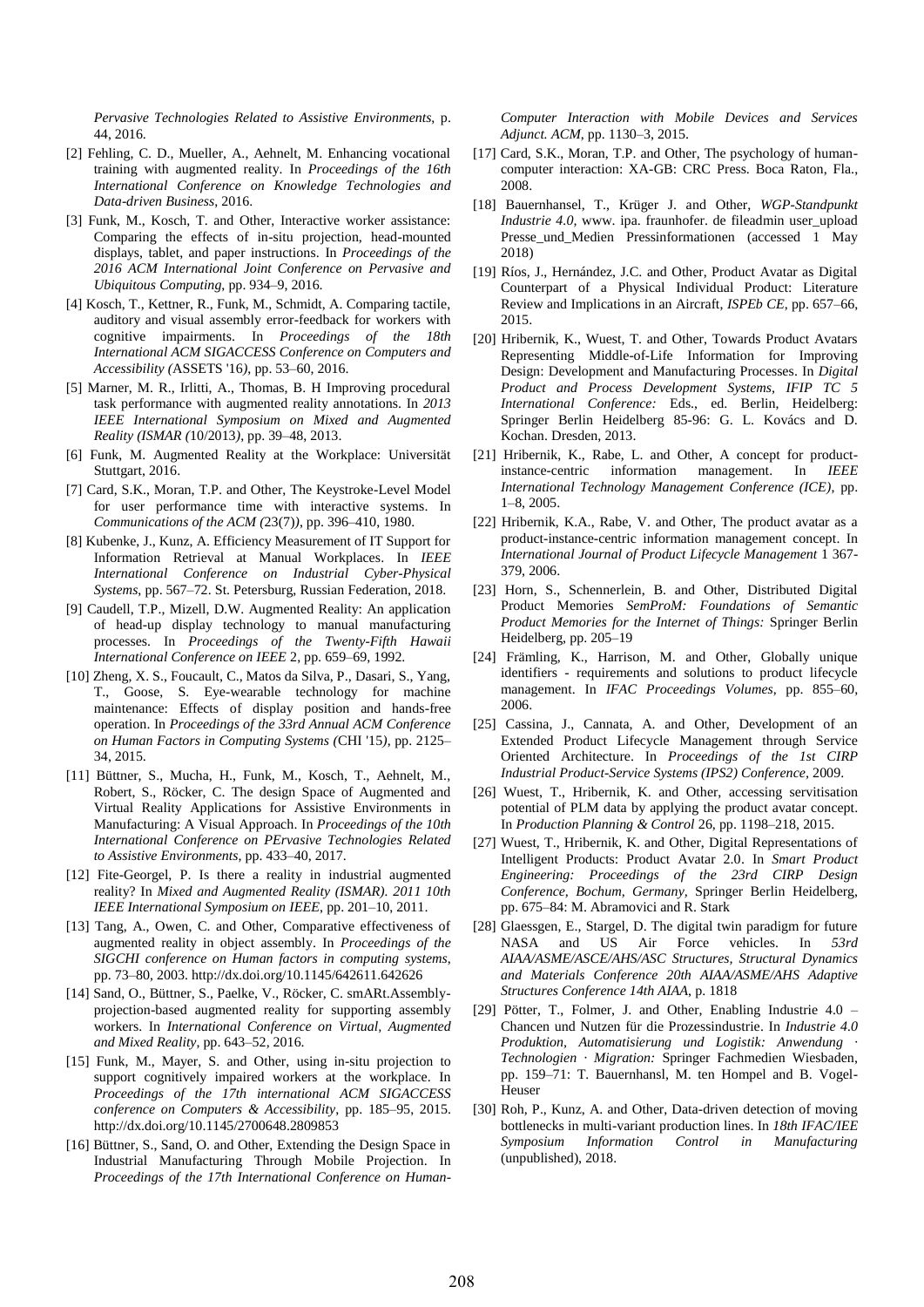*Pervasive Technologies Related to Assistive Environments*, p. 44, 2016.

[2] Fehling, C. D., Mueller, A., Aehnelt, M. Enhancing vocational training with augmented reality. In *Proceedings of the 16th International Conference on Knowledge Technologies and Data-driven Business*, 2016.

[3] Funk, M., Kosch, T. and Other, Interactive worker assistance: Comparing the effects of in-situ projection, head-mounted displays, tablet, and paper instructions. In *Proceedings of the 2016 ACM International Joint Conference on Pervasive and Ubiquitous Computing*, pp. 934–9, 2016.

[4] Kosch, T., Kettner, R., Funk, M., Schmidt, A. Comparing tactile, auditory and visual assembly error-feedback for workers with cognitive impairments. In *Proceedings of the 18th International ACM SIGACCESS Conference on Computers and Accessibility (*ASSETS '16*)*, pp. 53–60, 2016.

[5] Marner, M. R., Irlitti, A., Thomas, B. H Improving procedural task performance with augmented reality annotations. In *2013 IEEE International Symposium on Mixed and Augmented Reality (ISMAR (*10/2013*)*, pp. 39–48, 2013.

[6] Funk, M. Augmented Reality at the Workplace: Universität Stuttgart, 2016.

[7] Card, S.K., Moran, T.P. and Other, The Keystroke-Level Model for user performance time with interactive systems. In *Communications of the ACM (*23(7)*)*, pp. 396–410, 1980.

[8] Kubenke, J., Kunz, A. Efficiency Measurement of IT Support for Information Retrieval at Manual Workplaces. In *IEEE International Conference on Industrial Cyber-Physical Systems*, pp. 567–72. St. Petersburg, Russian Federation, 2018.

[9] Caudell, T.P., Mizell, D.W. Augmented Reality: An application of head-up display technology to manual manufacturing processes. In *Proceedings of the Twenty-Fifth Hawaii International Conference on IEEE* 2, pp. 659–69, 1992.

[10] Zheng, X. S., Foucault, C., Matos da Silva, P., Dasari, S., Yang, T., Goose, S. Eye-wearable technology for machine maintenance: Effects of display position and hands-free operation. In *Proceedings of the 33rd Annual ACM Conference on Human Factors in Computing Systems (*CHI '15*)*, pp. 2125–34, 2015.

[11] Büttner, S., Mucha, H., Funk, M., Kosch, T., Aehnelt, M., Robert, S., Röcker, C. The design Space of Augmented and Virtual Reality Applications for Assistive Environments in Manufacturing: A Visual Approach. In *Proceedings of the 10th International Conference on PErvasive Technologies Related to Assistive Environments*, pp. 433–40, 2017.

[12] Fite-Georgel, P. Is there a reality in industrial augmented reality? In *Mixed and Augmented Reality (ISMAR). 2011 10th IEEE International Symposium on IEEE*, pp. 201–10, 2011.

[13] Tang, A., Owen, C. and Other, Comparative effectiveness of augmented reality in object assembly. In *Proceedings of the SIGCHI conference on Human factors in computing systems*, pp. 73–80, 2003. http://dx.doi.org/10.1145/642611.642626

[14] Sand, O., Büttner, S., Paelke, V., Röcker, C. smARt.Assembly-projection-based augmented reality for supporting assembly workers. In *International Conference on Virtual, Augmented and Mixed Reality*, pp. 643–52, 2016.

[15] Funk, M., Mayer, S. and Other, using in-situ projection to support cognitively impaired workers at the workplace. In *Proceedings of the 17th international ACM SIGACCESS conference on Computers & Accessibility*, pp. 185–95, 2015. http://dx.doi.org/10.1145/2700648.2809853

[16] Büttner, S., Sand, O. and Other, Extending the Design Space in Industrial Manufacturing Through Mobile Projection. In *Proceedings of the 17th International Conference on Human-Computer Interaction with Mobile Devices and Services Adjunct. ACM*, pp. 1130–3, 2015.

[17] Card, S.K., Moran, T.P. and Other, The psychology of human-computer interaction: XA-GB: CRC Press. Boca Raton, Fla., 2008.

[18] Bauernhansel, T., Krüger J. and Other, *WGP-Standpunkt Industrie 4.0*, www. ipa. fraunhofer. de fileadmin user_upload Presse_und_Medien Pressinformationen (accessed 1 May 2018)

[19] Ríos, J., Hernández, J.C. and Other, Product Avatar as Digital Counterpart of a Physical Individual Product: Literature Review and Implications in an Aircraft, *ISPEb CE*, pp. 657–66, 2015.

[20] Hribernik, K., Wuest, T. and Other, Towards Product Avatars Representing Middle-of-Life Information for Improving Design: Development and Manufacturing Processes. In *Digital Product and Process Development Systems, IFIP TC 5 International Conference:* Eds., ed. Berlin, Heidelberg: Springer Berlin Heidelberg 85-96: G. L. Kovács and D. Kochan. Dresden, 2013.

[21] Hribernik, K., Rabe, L. and Other, A concept for product-instance-centric information management. In *IEEE International Technology Management Conference (ICE)*, pp. 1–8, 2005.

[22] Hribernik, K.A., Rabe, V. and Other, The product avatar as a product-instance-centric information management concept. In *International Journal of Product Lifecycle Management* 1 367-379, 2006.

[23] Horn, S., Schennerlein, B. and Other, Distributed Digital Product Memories *SemProM: Foundations of Semantic Product Memories for the Internet of Things:* Springer Berlin Heidelberg, pp. 205–19

[24] Främling, K., Harrison, M. and Other, Globally unique identifiers - requirements and solutions to product lifecycle management. In *IFAC Proceedings Volumes*, pp. 855–60, 2006.

[25] Cassina, J., Cannata, A. and Other, Development of an Extended Product Lifecycle Management through Service Oriented Architecture. In *Proceedings of the 1st CIRP Industrial Product-Service Systems (IPS2) Conference*, 2009.

[26] Wuest, T., Hribernik, K. and Other, accessing servitisation potential of PLM data by applying the product avatar concept. In *Production Planning & Control* 26, pp. 1198–218, 2015.

[27] Wuest, T., Hribernik, K. and Other, Digital Representations of Intelligent Products: Product Avatar 2.0. In *Smart Product Engineering: Proceedings of the 23rd CIRP Design Conference, Bochum, Germany*, Springer Berlin Heidelberg, pp. 675–84: M. Abramovici and R. Stark

[28] Glaessgen, E., Stargel, D. The digital twin paradigm for future NASA and US Air Force vehicles. In *53rd AIAA/ASME/ASCE/AHS/ASC Structures, Structural Dynamics and Materials Conference 20th AIAA/ASME/AHS Adaptive Structures Conference 14th AIAA*, p. 1818

[29] Pötter, T., Folmer, J. and Other, Enabling Industrie 4.0 – Chancen und Nutzen für die Prozessindustrie. In *Industrie 4.0 Produktion, Automatisierung und Logistik: Anwendung · Technologien · Migration:* Springer Fachmedien Wiesbaden, pp. 159–71: T. Bauernhansl, M. ten Hompel and B. Vogel-Heuser

[30] Roh, P., Kunz, A. and Other, Data-driven detection of moving bottlenecks in multi-variant production lines. In *18th IFAC/IEE Symposium Information Control in Manufacturing* (unpublished), 2018.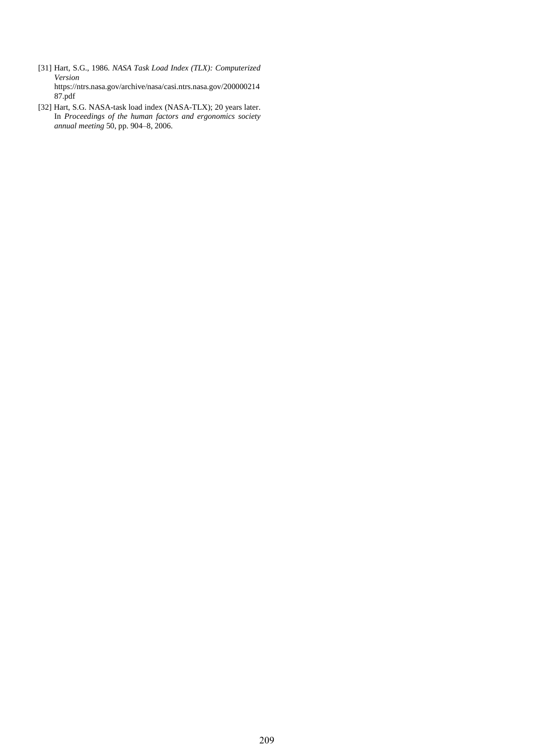[31] Hart, S.G., 1986. *NASA Task Load Index (TLX): Computerized Version* https://ntrs.nasa.gov/archive/nasa/casi.ntrs.nasa.gov/20000021487.pdf

[32] Hart, S.G. NASA-task load index (NASA-TLX); 20 years later. In *Proceedings of the human factors and ergonomics society annual meeting* 50, pp. 904–8, 2006.